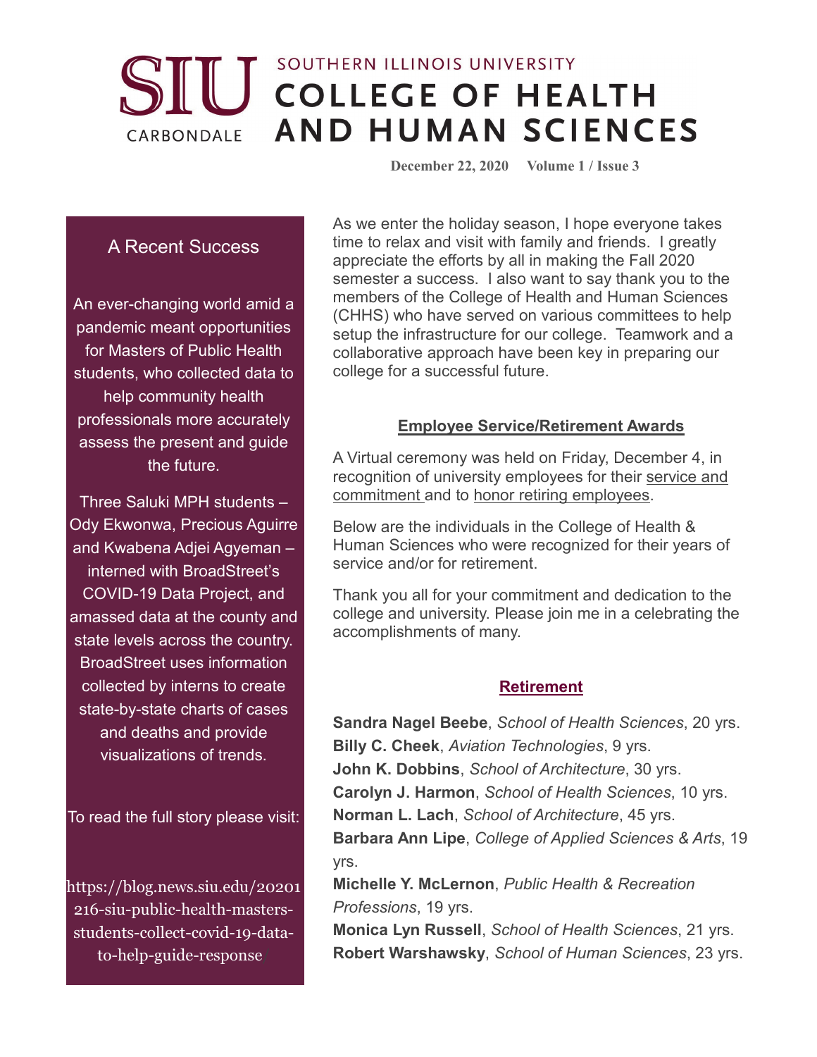# SOUTHERN ILLINOIS UNIVERSITY CARBONDALE
# COLLEGE OF HEALTH AND HUMAN SCIENCES

December 22, 2020 Volume 1 / Issue 3

## A Recent Success

An ever-changing world amid a pandemic meant opportunities for Masters of Public Health students, who collected data to help community health professionals more accurately assess the present and guide the future.

Three Saluki MPH students – Ody Ekwonwa, Precious Aguirre and Kwabena Adjei Agyeman – interned with BroadStreet's COVID-19 Data Project, and amassed data at the county and state levels across the country. BroadStreet uses information collected by interns to create state-by-state charts of cases and deaths and provide visualizations of trends.

To read the full story please visit:

https://blog.news.siu.edu/20201216-siu-public-health-masters-students-collect-covid-19-data-to-help-guide-response/

As we enter the holiday season, I hope everyone takes time to relax and visit with family and friends. I greatly appreciate the efforts by all in making the Fall 2020 semester a success. I also want to say thank you to the members of the College of Health and Human Sciences (CHHS) who have served on various committees to help setup the infrastructure for our college. Teamwork and a collaborative approach have been key in preparing our college for a successful future.

### Employee Service/Retirement Awards

A Virtual ceremony was held on Friday, December 4, in recognition of university employees for their service and commitment and to honor retiring employees.

Below are the individuals in the College of Health & Human Sciences who were recognized for their years of service and/or for retirement.

Thank you all for your commitment and dedication to the college and university. Please join me in a celebrating the accomplishments of many.

### Retirement

**Sandra Nagel Beebe**, *School of Health Sciences*, 20 yrs.
**Billy C. Cheek**, *Aviation Technologies*, 9 yrs.
**John K. Dobbins**, *School of Architecture*, 30 yrs.
**Carolyn J. Harmon**, *School of Health Sciences*, 10 yrs.
**Norman L. Lach**, *School of Architecture*, 45 yrs.
**Barbara Ann Lipe**, *College of Applied Sciences & Arts*, 19 yrs.
**Michelle Y. McLernon**, *Public Health & Recreation Professions*, 19 yrs.
**Monica Lyn Russell**, *School of Health Sciences*, 21 yrs.
**Robert Warshawsky**, *School of Human Sciences*, 23 yrs.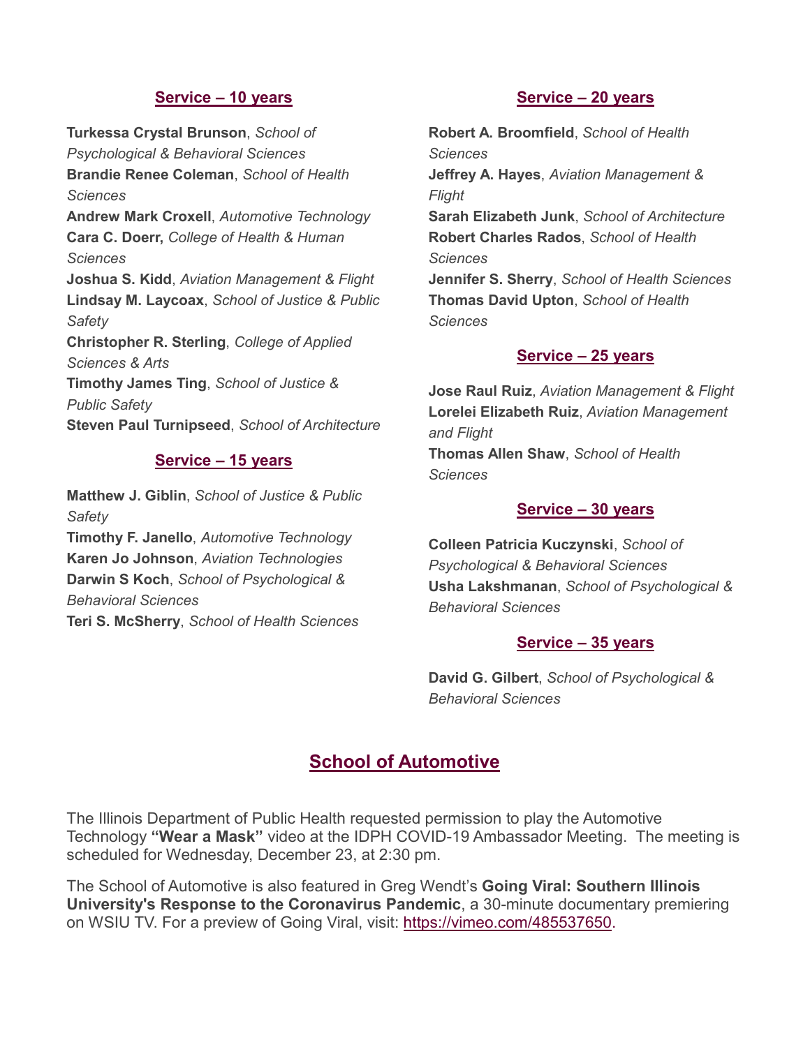### Service – 10 years

**Turkessa Crystal Brunson**, *School of Psychological & Behavioral Sciences*
**Brandie Renee Coleman**, *School of Health Sciences*
**Andrew Mark Croxell**, *Automotive Technology*
**Cara C. Doerr,** *College of Health & Human Sciences*
**Joshua S. Kidd**, *Aviation Management & Flight*
**Lindsay M. Laycoax**, *School of Justice & Public Safety*
**Christopher R. Sterling**, *College of Applied Sciences & Arts*
**Timothy James Ting**, *School of Justice & Public Safety*
**Steven Paul Turnipseed**, *School of Architecture*

### Service – 15 years

**Matthew J. Giblin**, *School of Justice & Public Safety*
**Timothy F. Janello**, *Automotive Technology*
**Karen Jo Johnson**, *Aviation Technologies*
**Darwin S Koch**, *School of Psychological & Behavioral Sciences*
**Teri S. McSherry**, *School of Health Sciences*

### Service – 20 years

**Robert A. Broomfield**, *School of Health Sciences*
**Jeffrey A. Hayes**, *Aviation Management & Flight*
**Sarah Elizabeth Junk**, *School of Architecture*
**Robert Charles Rados**, *School of Health Sciences*
**Jennifer S. Sherry**, *School of Health Sciences*
**Thomas David Upton**, *School of Health Sciences*

### Service – 25 years

**Jose Raul Ruiz**, *Aviation Management & Flight*
**Lorelei Elizabeth Ruiz**, *Aviation Management and Flight*
**Thomas Allen Shaw**, *School of Health Sciences*

### Service – 30 years

**Colleen Patricia Kuczynski**, *School of Psychological & Behavioral Sciences*
**Usha Lakshmanan**, *School of Psychological & Behavioral Sciences*

### Service – 35 years

**David G. Gilbert**, *School of Psychological & Behavioral Sciences*

## School of Automotive

The Illinois Department of Public Health requested permission to play the Automotive Technology **"Wear a Mask"** video at the IDPH COVID-19 Ambassador Meeting. The meeting is scheduled for Wednesday, December 23, at 2:30 pm.

The School of Automotive is also featured in Greg Wendt's **Going Viral: Southern Illinois University's Response to the Coronavirus Pandemic**, a 30-minute documentary premiering on WSIU TV. For a preview of Going Viral, visit: https://vimeo.com/485537650.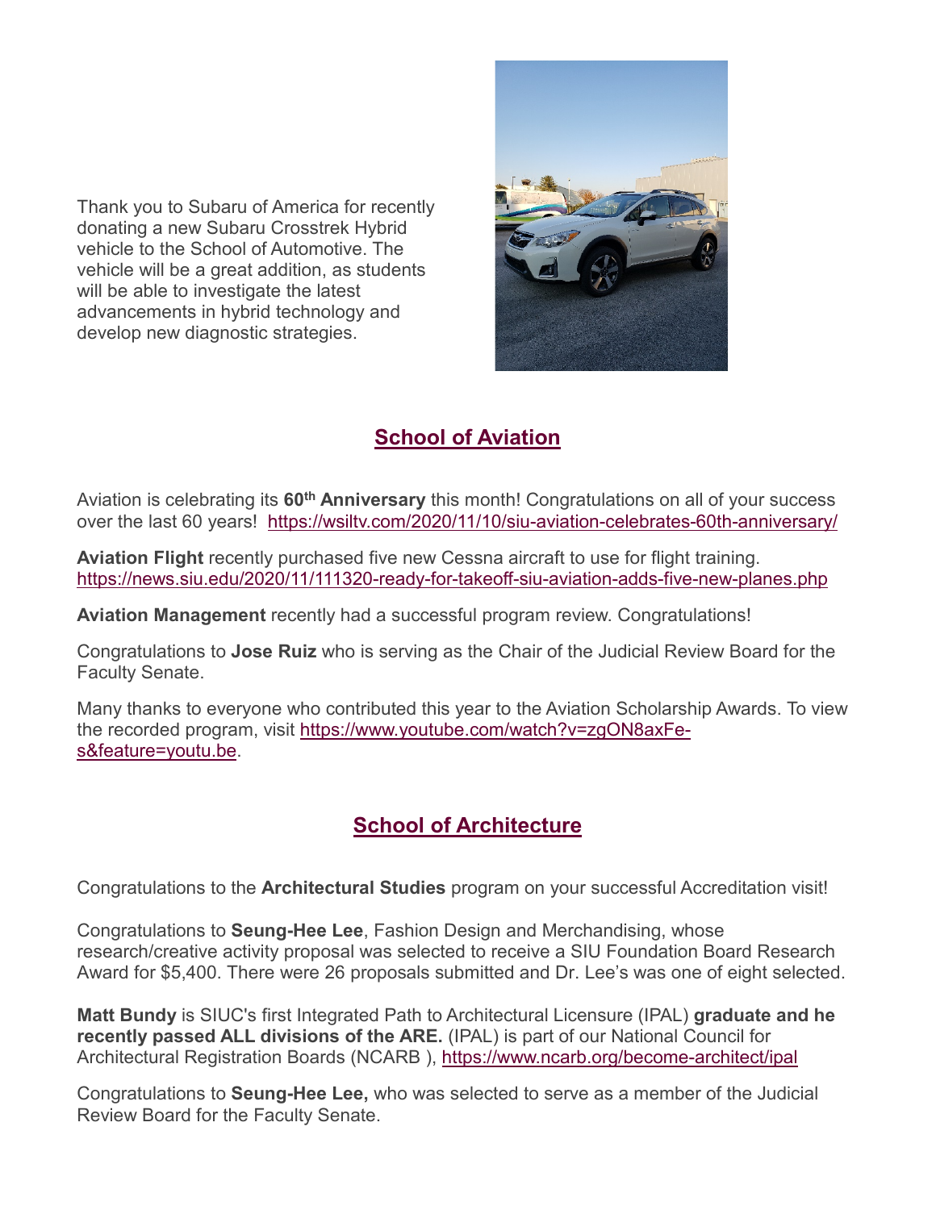Thank you to Subaru of America for recently donating a new Subaru Crosstrek Hybrid vehicle to the School of Automotive. The vehicle will be a great addition, as students will be able to investigate the latest advancements in hybrid technology and develop new diagnostic strategies.

## School of Aviation

Aviation is celebrating its **60th Anniversary** this month! Congratulations on all of your success over the last 60 years! https://wsiltv.com/2020/11/10/siu-aviation-celebrates-60th-anniversary/

**Aviation Flight** recently purchased five new Cessna aircraft to use for flight training. https://news.siu.edu/2020/11/111320-ready-for-takeoff-siu-aviation-adds-five-new-planes.php

**Aviation Management** recently had a successful program review. Congratulations!

Congratulations to **Jose Ruiz** who is serving as the Chair of the Judicial Review Board for the Faculty Senate.

Many thanks to everyone who contributed this year to the Aviation Scholarship Awards. To view the recorded program, visit https://www.youtube.com/watch?v=zgON8axFe-s&feature=youtu.be.

## School of Architecture

Congratulations to the **Architectural Studies** program on your successful Accreditation visit!

Congratulations to **Seung-Hee Lee**, Fashion Design and Merchandising, whose research/creative activity proposal was selected to receive a SIU Foundation Board Research Award for $5,400. There were 26 proposals submitted and Dr. Lee's was one of eight selected.

**Matt Bundy** is SIUC's first Integrated Path to Architectural Licensure (IPAL) **graduate and he recently passed ALL divisions of the ARE.** (IPAL) is part of our National Council for Architectural Registration Boards (NCARB ), https://www.ncarb.org/become-architect/ipal

Congratulations to **Seung-Hee Lee,** who was selected to serve as a member of the Judicial Review Board for the Faculty Senate.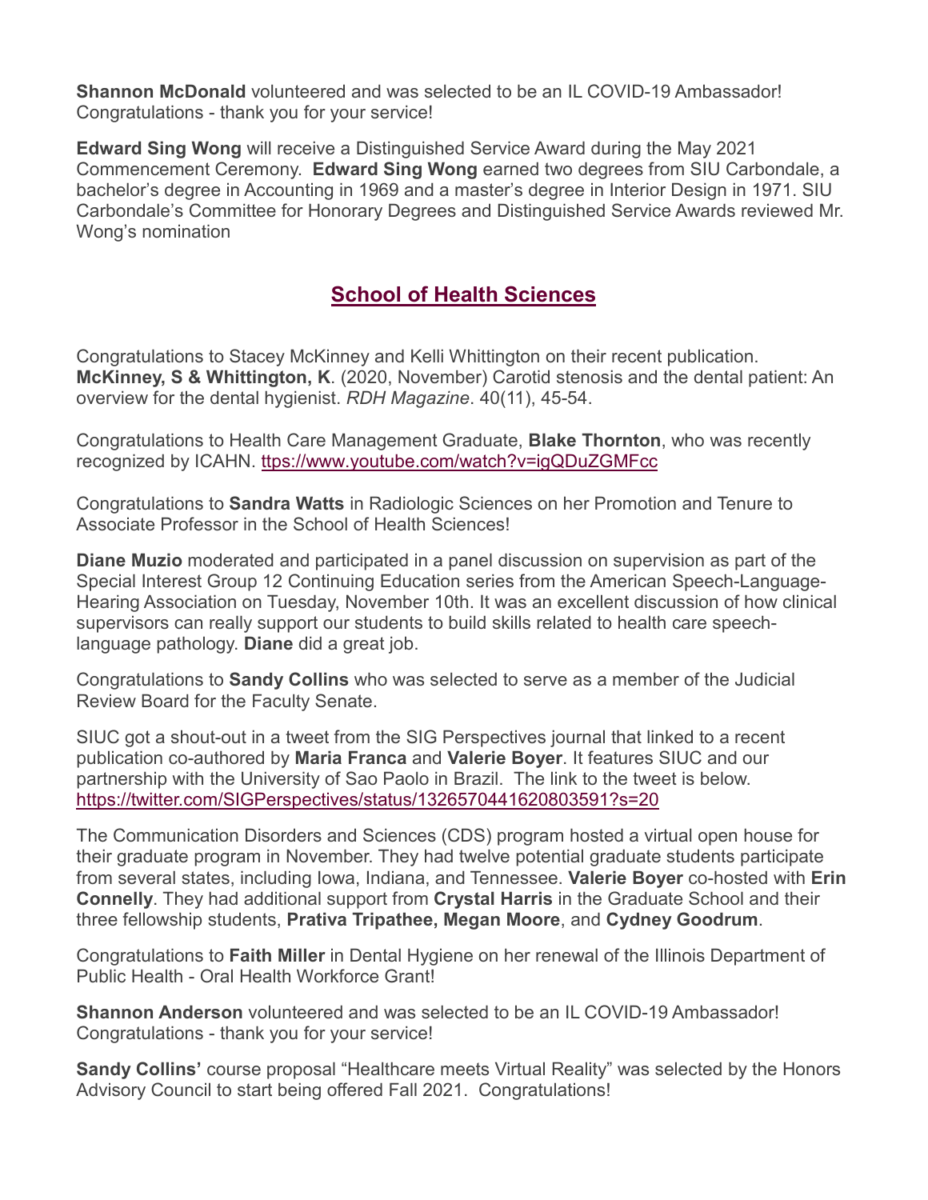**Shannon McDonald** volunteered and was selected to be an IL COVID-19 Ambassador! Congratulations - thank you for your service!

**Edward Sing Wong** will receive a Distinguished Service Award during the May 2021 Commencement Ceremony. **Edward Sing Wong** earned two degrees from SIU Carbondale, a bachelor's degree in Accounting in 1969 and a master's degree in Interior Design in 1971. SIU Carbondale's Committee for Honorary Degrees and Distinguished Service Awards reviewed Mr. Wong's nomination

## School of Health Sciences

Congratulations to Stacey McKinney and Kelli Whittington on their recent publication. **McKinney, S & Whittington, K**. (2020, November) Carotid stenosis and the dental patient: An overview for the dental hygienist. *RDH Magazine*. 40(11), 45-54.

Congratulations to Health Care Management Graduate, **Blake Thornton**, who was recently recognized by ICAHN. ttps://www.youtube.com/watch?v=igQDuZGMFcc

Congratulations to **Sandra Watts** in Radiologic Sciences on her Promotion and Tenure to Associate Professor in the School of Health Sciences!

**Diane Muzio** moderated and participated in a panel discussion on supervision as part of the Special Interest Group 12 Continuing Education series from the American Speech-Language-Hearing Association on Tuesday, November 10th. It was an excellent discussion of how clinical supervisors can really support our students to build skills related to health care speech-language pathology. **Diane** did a great job.

Congratulations to **Sandy Collins** who was selected to serve as a member of the Judicial Review Board for the Faculty Senate.

SIUC got a shout-out in a tweet from the SIG Perspectives journal that linked to a recent publication co-authored by **Maria Franca** and **Valerie Boyer**. It features SIUC and our partnership with the University of Sao Paolo in Brazil. The link to the tweet is below. https://twitter.com/SIGPerspectives/status/1326570441620803591?s=20

The Communication Disorders and Sciences (CDS) program hosted a virtual open house for their graduate program in November. They had twelve potential graduate students participate from several states, including Iowa, Indiana, and Tennessee. **Valerie Boyer** co-hosted with **Erin Connelly**. They had additional support from **Crystal Harris** in the Graduate School and their three fellowship students, **Prativa Tripathee, Megan Moore**, and **Cydney Goodrum**.

Congratulations to **Faith Miller** in Dental Hygiene on her renewal of the Illinois Department of Public Health - Oral Health Workforce Grant!

**Shannon Anderson** volunteered and was selected to be an IL COVID-19 Ambassador! Congratulations - thank you for your service!

**Sandy Collins'** course proposal "Healthcare meets Virtual Reality" was selected by the Honors Advisory Council to start being offered Fall 2021. Congratulations!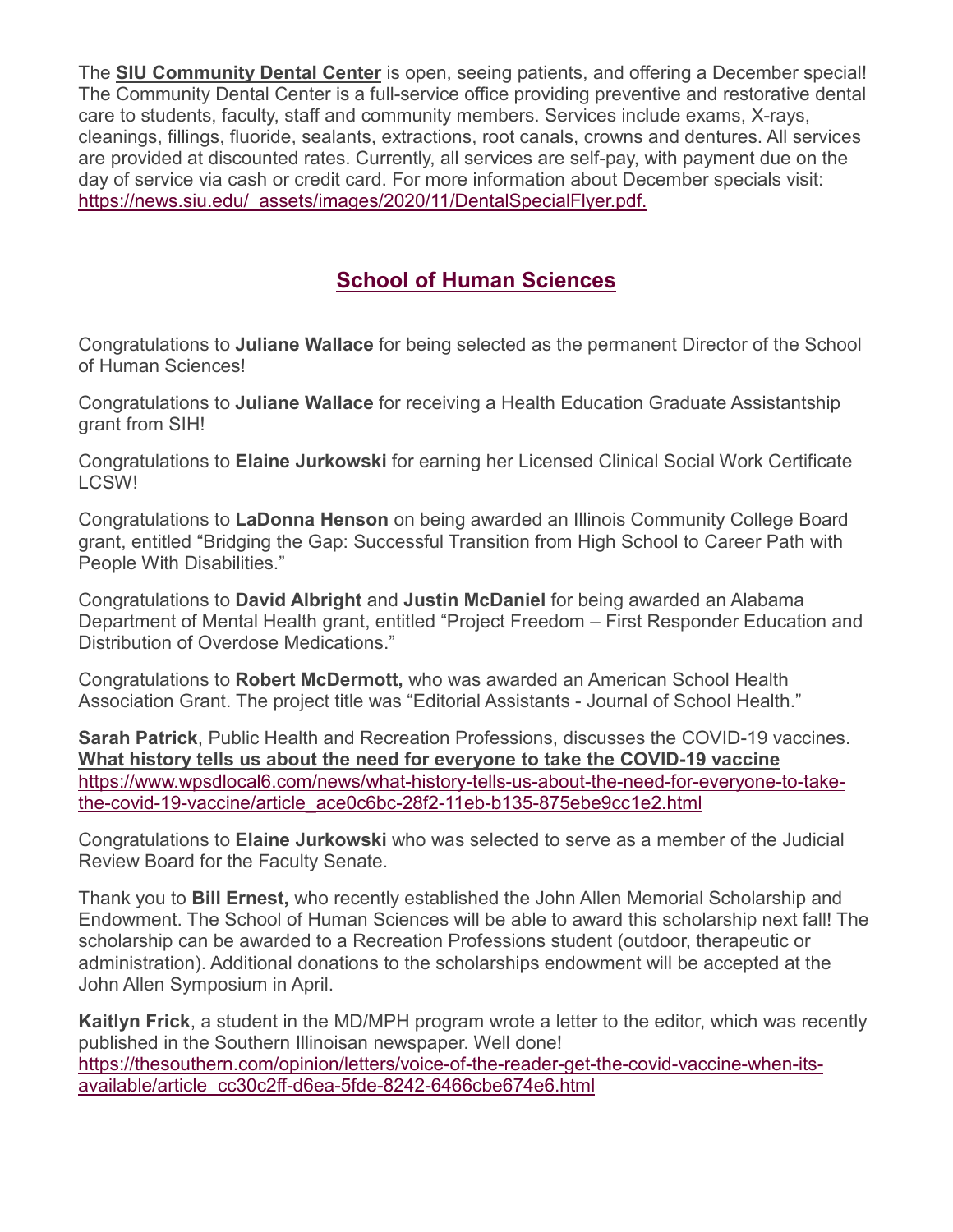The **SIU Community Dental Center** is open, seeing patients, and offering a December special! The Community Dental Center is a full-service office providing preventive and restorative dental care to students, faculty, staff and community members. Services include exams, X-rays, cleanings, fillings, fluoride, sealants, extractions, root canals, crowns and dentures. All services are provided at discounted rates. Currently, all services are self-pay, with payment due on the day of service via cash or credit card. For more information about December specials visit: https://news.siu.edu/_assets/images/2020/11/DentalSpecialFlyer.pdf.

## School of Human Sciences

Congratulations to **Juliane Wallace** for being selected as the permanent Director of the School of Human Sciences!

Congratulations to **Juliane Wallace** for receiving a Health Education Graduate Assistantship grant from SIH!

Congratulations to **Elaine Jurkowski** for earning her Licensed Clinical Social Work Certificate LCSW!

Congratulations to **LaDonna Henson** on being awarded an Illinois Community College Board grant, entitled “Bridging the Gap: Successful Transition from High School to Career Path with People With Disabilities.”

Congratulations to **David Albright** and **Justin McDaniel** for being awarded an Alabama Department of Mental Health grant, entitled “Project Freedom – First Responder Education and Distribution of Overdose Medications.”

Congratulations to **Robert McDermott,** who was awarded an American School Health Association Grant. The project title was “Editorial Assistants - Journal of School Health.”

**Sarah Patrick**, Public Health and Recreation Professions, discusses the COVID-19 vaccines.
**What history tells us about the need for everyone to take the COVID-19 vaccine**
https://www.wpsdlocal6.com/news/what-history-tells-us-about-the-need-for-everyone-to-take-the-covid-19-vaccine/article_ace0c6bc-28f2-11eb-b135-875ebe9cc1e2.html

Congratulations to **Elaine Jurkowski** who was selected to serve as a member of the Judicial Review Board for the Faculty Senate.

Thank you to **Bill Ernest,** who recently established the John Allen Memorial Scholarship and Endowment. The School of Human Sciences will be able to award this scholarship next fall! The scholarship can be awarded to a Recreation Professions student (outdoor, therapeutic or administration). Additional donations to the scholarships endowment will be accepted at the John Allen Symposium in April.

**Kaitlyn Frick**, a student in the MD/MPH program wrote a letter to the editor, which was recently published in the Southern Illinoisan newspaper. Well done!
https://thesouthern.com/opinion/letters/voice-of-the-reader-get-the-covid-vaccine-when-its-available/article_cc30c2ff-d6ea-5fde-8242-6466cbe674e6.html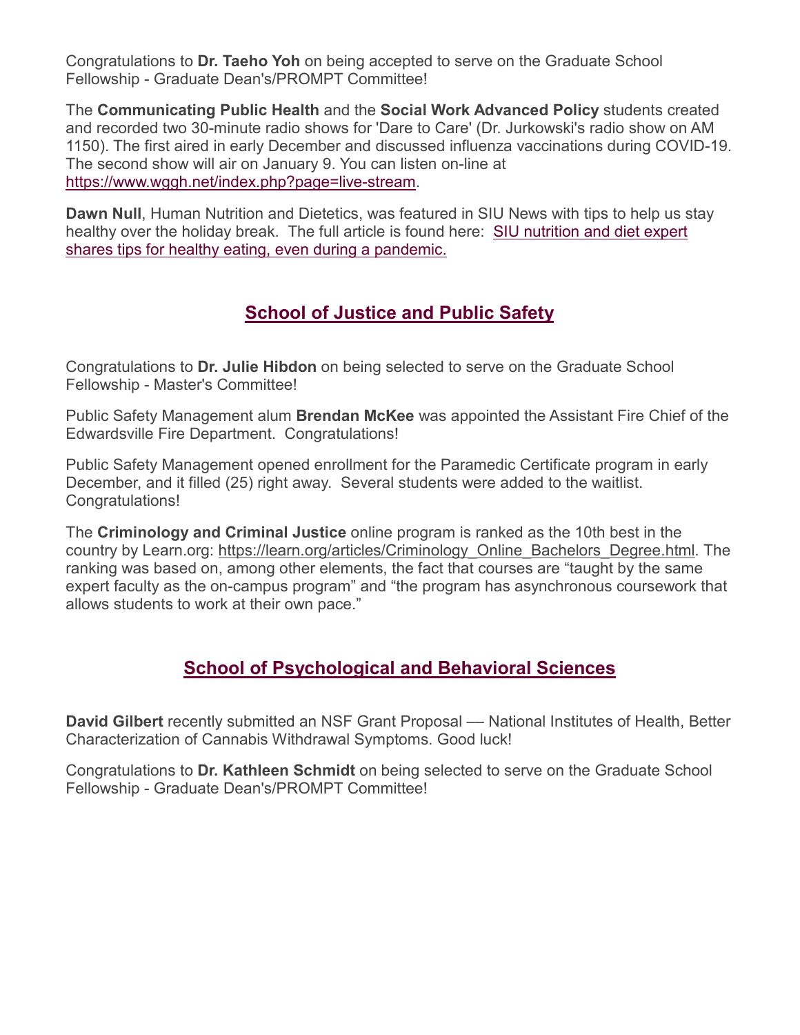Congratulations to **Dr. Taeho Yoh** on being accepted to serve on the Graduate School Fellowship - Graduate Dean's/PROMPT Committee!

The **Communicating Public Health** and the **Social Work Advanced Policy** students created and recorded two 30-minute radio shows for 'Dare to Care' (Dr. Jurkowski's radio show on AM 1150). The first aired in early December and discussed influenza vaccinations during COVID-19. The second show will air on January 9. You can listen on-line at [https://www.wggh.net/index.php?page=live-stream](https://www.wggh.net/index.php?page=live-stream).

**Dawn Null**, Human Nutrition and Dietetics, was featured in SIU News with tips to help us stay healthy over the holiday break. The full article is found here: SIU nutrition and diet expert shares tips for healthy eating, even during a pandemic.

## School of Justice and Public Safety

Congratulations to **Dr. Julie Hibdon** on being selected to serve on the Graduate School Fellowship - Master's Committee!

Public Safety Management alum **Brendan McKee** was appointed the Assistant Fire Chief of the Edwardsville Fire Department. Congratulations!

Public Safety Management opened enrollment for the Paramedic Certificate program in early December, and it filled (25) right away. Several students were added to the waitlist. Congratulations!

The **Criminology and Criminal Justice** online program is ranked as the 10th best in the country by Learn.org: [https://learn.org/articles/Criminology_Online_Bachelors_Degree.html](https://learn.org/articles/Criminology_Online_Bachelors_Degree.html). The ranking was based on, among other elements, the fact that courses are "taught by the same expert faculty as the on-campus program" and "the program has asynchronous coursework that allows students to work at their own pace."

## School of Psychological and Behavioral Sciences

**David Gilbert** recently submitted an NSF Grant Proposal — National Institutes of Health, Better Characterization of Cannabis Withdrawal Symptoms. Good luck!

Congratulations to **Dr. Kathleen Schmidt** on being selected to serve on the Graduate School Fellowship - Graduate Dean's/PROMPT Committee!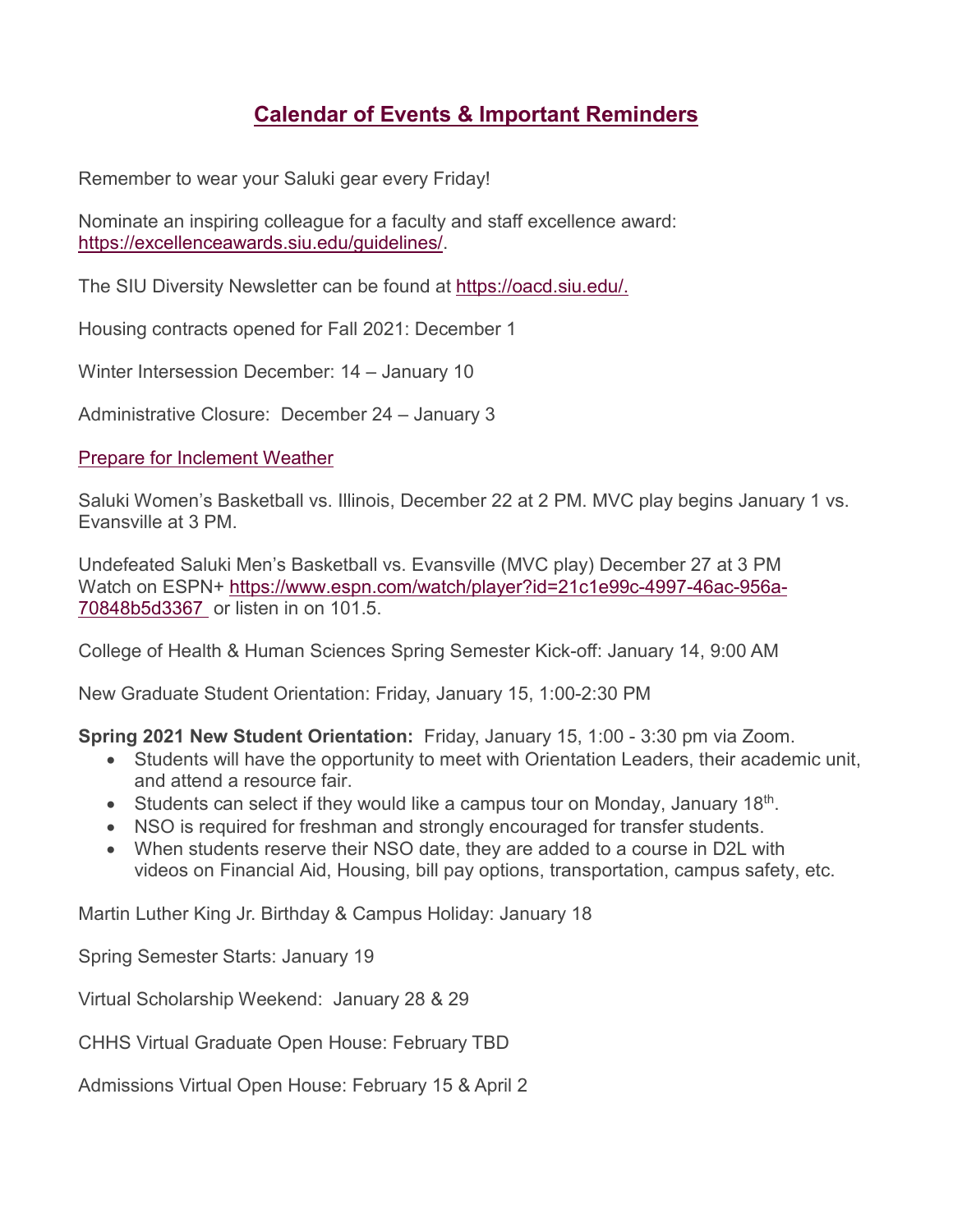# Calendar of Events & Important Reminders

Remember to wear your Saluki gear every Friday!

Nominate an inspiring colleague for a faculty and staff excellence award: https://excellenceawards.siu.edu/guidelines/.

The SIU Diversity Newsletter can be found at https://oacd.siu.edu/.

Housing contracts opened for Fall 2021: December 1

Winter Intersession December: 14 – January 10

Administrative Closure: December 24 – January 3

Prepare for Inclement Weather

Saluki Women's Basketball vs. Illinois, December 22 at 2 PM. MVC play begins January 1 vs. Evansville at 3 PM.

Undefeated Saluki Men's Basketball vs. Evansville (MVC play) December 27 at 3 PM
Watch on ESPN+ https://www.espn.com/watch/player?id=21c1e99c-4997-46ac-956a-70848b5d3367 or listen in on 101.5.

College of Health & Human Sciences Spring Semester Kick-off: January 14, 9:00 AM

New Graduate Student Orientation: Friday, January 15, 1:00-2:30 PM

**Spring 2021 New Student Orientation:** Friday, January 15, 1:00 - 3:30 pm via Zoom.

- Students will have the opportunity to meet with Orientation Leaders, their academic unit, and attend a resource fair.
- Students can select if they would like a campus tour on Monday, January 18th.
- NSO is required for freshman and strongly encouraged for transfer students.
- When students reserve their NSO date, they are added to a course in D2L with videos on Financial Aid, Housing, bill pay options, transportation, campus safety, etc.

Martin Luther King Jr. Birthday & Campus Holiday: January 18

Spring Semester Starts: January 19

Virtual Scholarship Weekend: January 28 & 29

CHHS Virtual Graduate Open House: February TBD

Admissions Virtual Open House: February 15 & April 2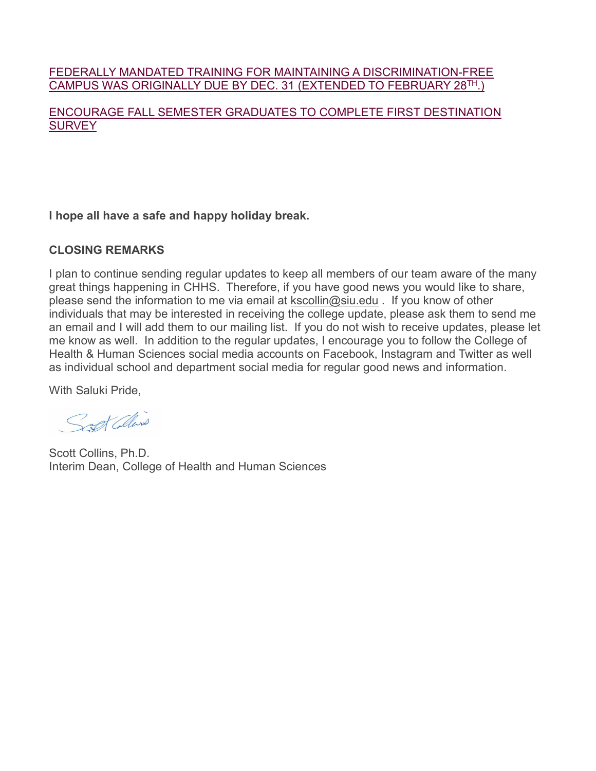[FEDERALLY MANDATED TRAINING FOR MAINTAINING A DISCRIMINATION-FREE CAMPUS WAS ORIGINALLY DUE BY DEC. 31 (EXTENDED TO FEBRUARY 28TH.)]

[ENCOURAGE FALL SEMESTER GRADUATES TO COMPLETE FIRST DESTINATION SURVEY]

**I hope all have a safe and happy holiday break.**

**CLOSING REMARKS**

I plan to continue sending regular updates to keep all members of our team aware of the many great things happening in CHHS. Therefore, if you have good news you would like to share, please send the information to me via email at kscollin@siu.edu . If you know of other individuals that may be interested in receiving the college update, please ask them to send me an email and I will add them to our mailing list. If you do not wish to receive updates, please let me know as well. In addition to the regular updates, I encourage you to follow the College of Health & Human Sciences social media accounts on Facebook, Instagram and Twitter as well as individual school and department social media for regular good news and information.

With Saluki Pride,

Scott Collins, Ph.D.
Interim Dean, College of Health and Human Sciences